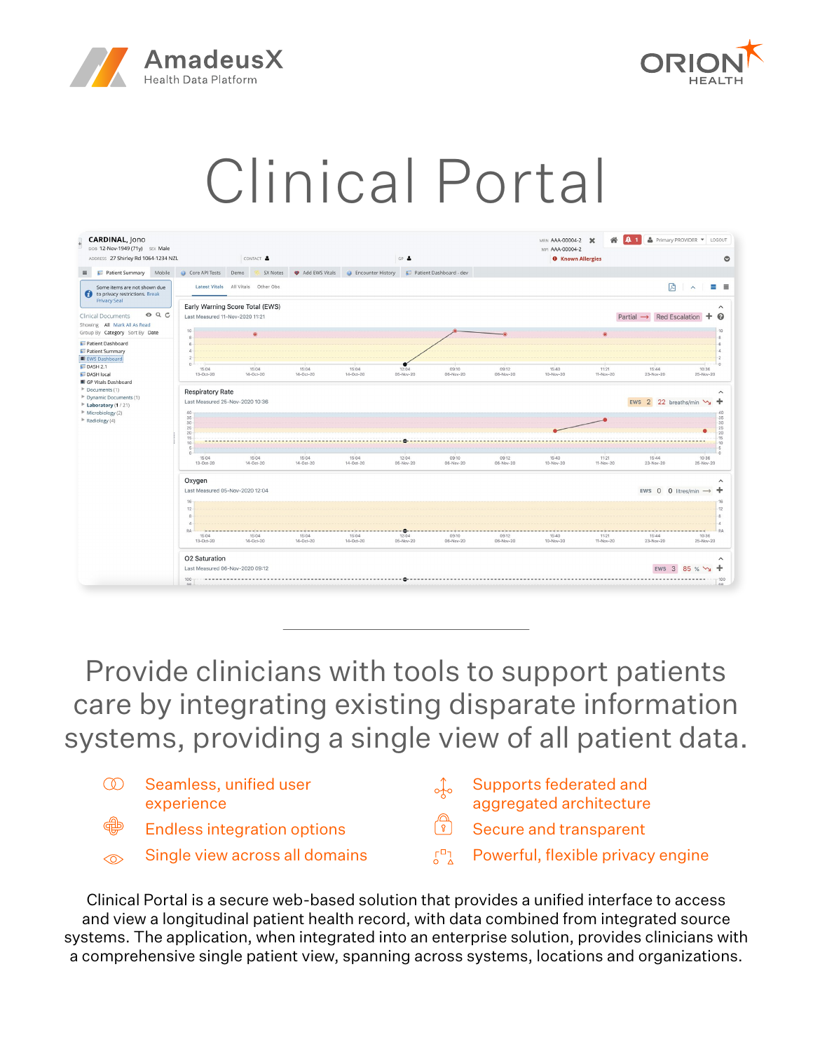AmadeusX
Health Data Platform

ORION HEALTH

# Clinical Portal

Provide clinicians with tools to support patients care by integrating existing disparate information systems, providing a single view of all patient data.

- Seamless, unified user experience
- Endless integration options
- Single view across all domains
- Supports federated and aggregated architecture
- Secure and transparent
- Powerful, flexible privacy engine

Clinical Portal is a secure web-based solution that provides a unified interface to access and view a longitudinal patient health record, with data combined from integrated source systems. The application, when integrated into an enterprise solution, provides clinicians with a comprehensive single patient view, spanning across systems, locations and organizations.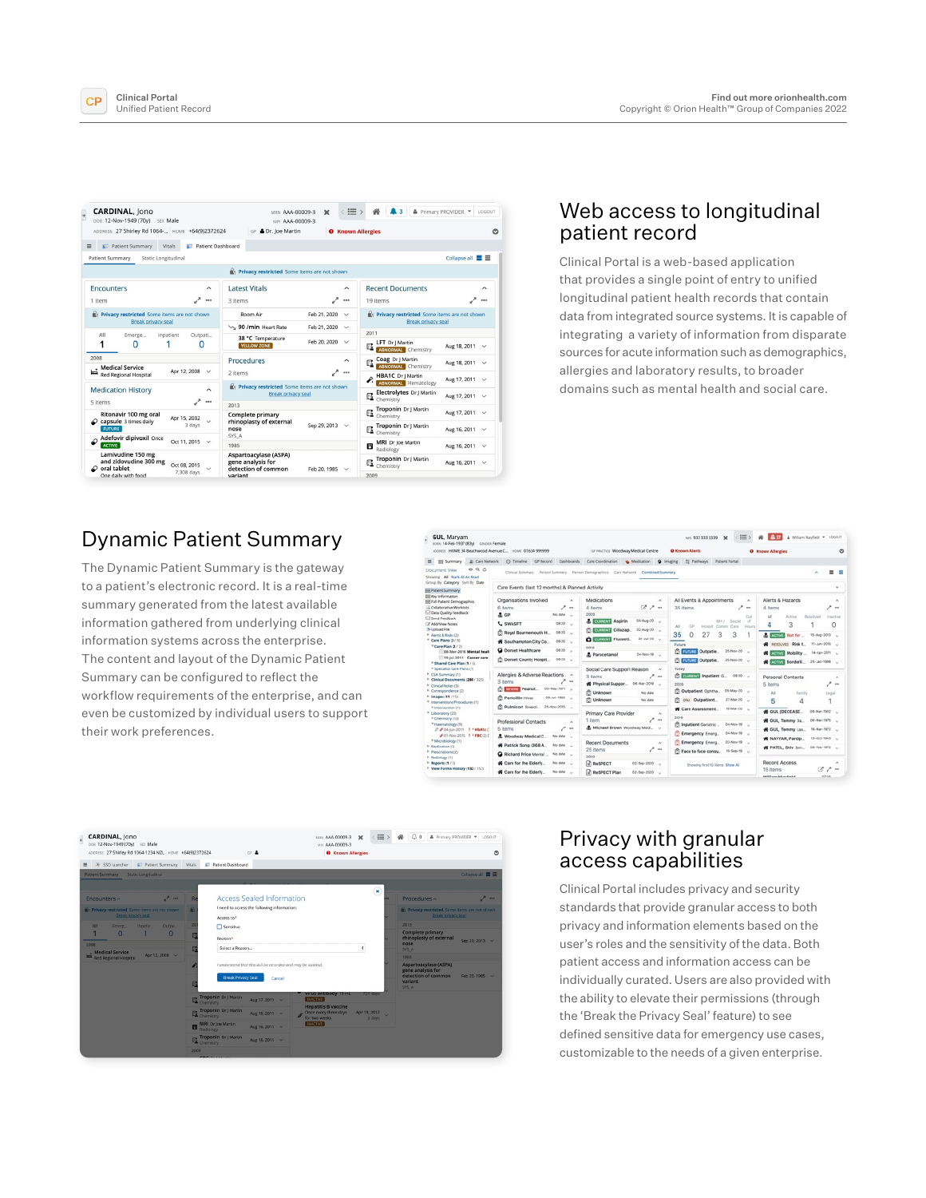## Web access to longitudinal patient record

Clinical Portal is a web-based application that provides a single point of entry to unified longitudinal patient health records that contain data from integrated source systems. It is capable of integrating a variety of information from disparate sources for acute information such as demographics, allergies and laboratory results, to broader domains such as mental health and social care.

## Dynamic Patient Summary

The Dynamic Patient Summary is the gateway to a patient's electronic record. It is a real-time summary generated from the latest available information gathered from underlying clinical information systems across the enterprise. The content and layout of the Dynamic Patient Summary can be configured to reflect the workflow requirements of the enterprise, and can even be customized by individual users to support their work preferences.

## Privacy with granular access capabilities

Clinical Portal includes privacy and security standards that provide granular access to both privacy and information elements based on the user's roles and the sensitivity of the data. Both patient access and information access can be individually curated. Users are also provided with the ability to elevate their permissions (through the 'Break the Privacy Seal' feature) to see defined sensitive data for emergency use cases, customizable to the needs of a given enterprise.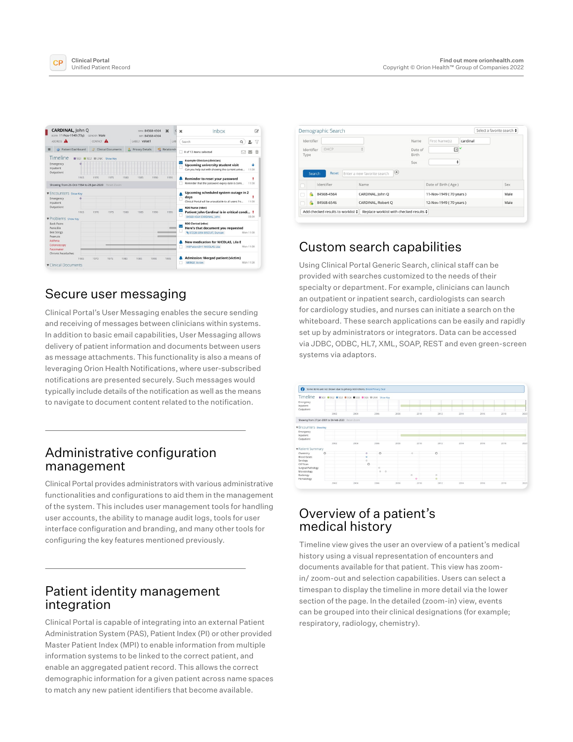## Secure user messaging

Clinical Portal's User Messaging enables the secure sending and receiving of messages between clinicians within systems. In addition to basic email capabilities, User Messaging allows delivery of patient information and documents between users as message attachments. This functionality is also a means of leveraging Orion Health Notifications, where user-subscribed notifications are presented securely. Such messages would typically include details of the notification as well as the means to navigate to document content related to the notification.

## Administrative configuration management

Clinical Portal provides administrators with various administrative functionalities and configurations to aid them in the management of the system. This includes user management tools for handling user accounts, the ability to manage audit logs, tools for user interface configuration and branding, and many other tools for configuring the key features mentioned previously.

## Patient identity management integration

Clinical Portal is capable of integrating into an external Patient Administration System (PAS), Patient Index (PI) or other provided Master Patient Index (MPI) to enable information from multiple information systems to be linked to the correct patient, and enable an aggregated patient record. This allows the correct demographic information for a given patient across name spaces to match any new patient identifiers that become available.

## Custom search capabilities

Using Clinical Portal Generic Search, clinical staff can be provided with searches customized to the needs of their specialty or department. For example, clinicians can launch an outpatient or inpatient search, cardiologists can search for cardiology studies, and nurses can initiate a search on the whiteboard. These search applications can be easily and rapidly set up by administrators or integrators. Data can be accessed via JDBC, ODBC, HL7, XML, SOAP, REST and even green-screen systems via adaptors.

## Overview of a patient's medical history

Timeline view gives the user an overview of a patient's medical history using a visual representation of encounters and documents available for that patient. This view has zoom-in/ zoom-out and selection capabilities. Users can select a timespan to display the timeline in more detail via the lower section of the page. In the detailed (zoom-in) view, events can be grouped into their clinical designations (for example; respiratory, radiology, chemistry).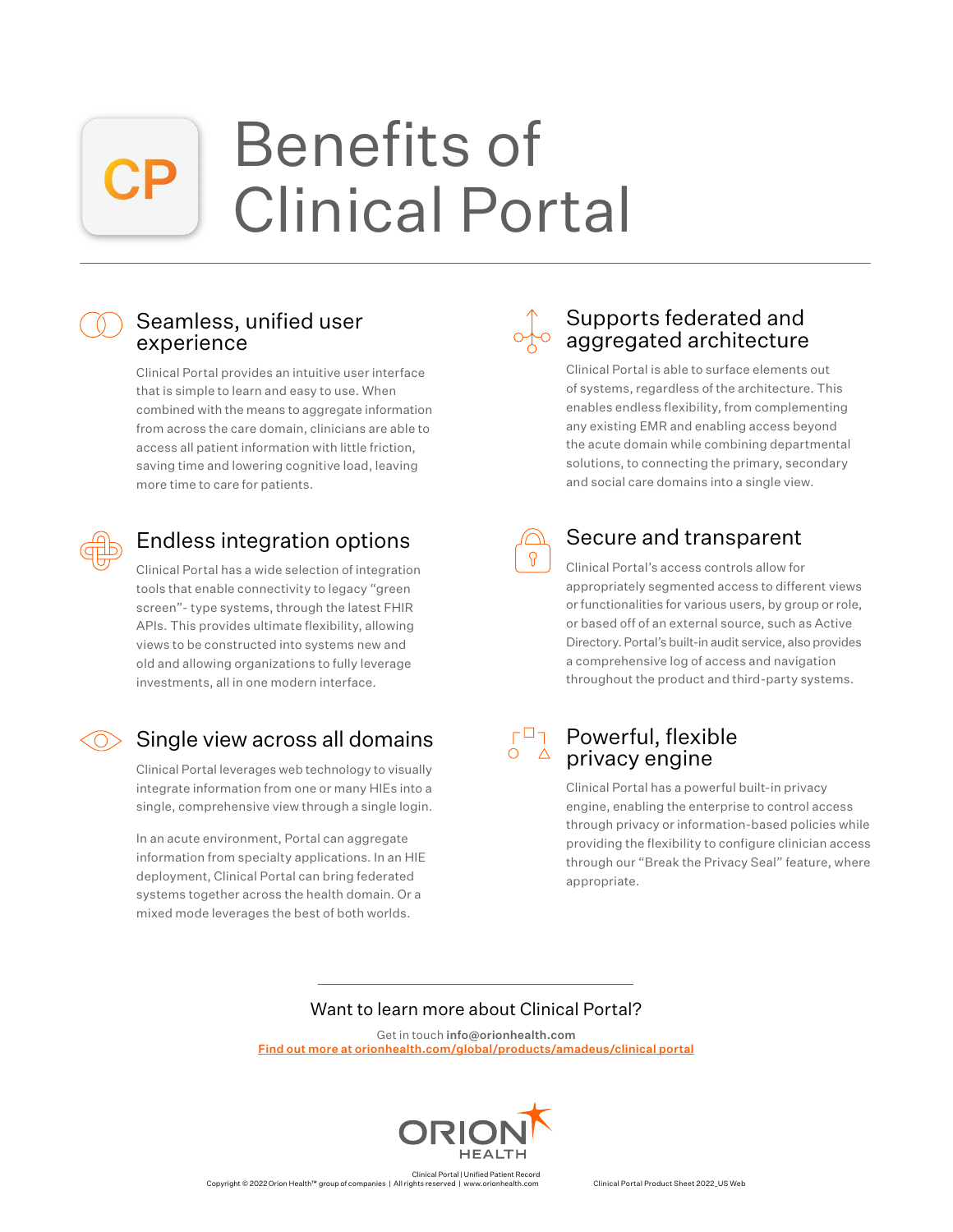# Benefits of Clinical Portal

## Seamless, unified user experience

Clinical Portal provides an intuitive user interface that is simple to learn and easy to use. When combined with the means to aggregate information from across the care domain, clinicians are able to access all patient information with little friction, saving time and lowering cognitive load, leaving more time to care for patients.

## Endless integration options

Clinical Portal has a wide selection of integration tools that enable connectivity to legacy "green screen"- type systems, through the latest FHIR APIs. This provides ultimate flexibility, allowing views to be constructed into systems new and old and allowing organizations to fully leverage investments, all in one modern interface.

## Single view across all domains

Clinical Portal leverages web technology to visually integrate information from one or many HIEs into a single, comprehensive view through a single login.

In an acute environment, Portal can aggregate information from specialty applications. In an HIE deployment, Clinical Portal can bring federated systems together across the health domain. Or a mixed mode leverages the best of both worlds.

## Supports federated and aggregated architecture

Clinical Portal is able to surface elements out of systems, regardless of the architecture. This enables endless flexibility, from complementing any existing EMR and enabling access beyond the acute domain while combining departmental solutions, to connecting the primary, secondary and social care domains into a single view.

## Secure and transparent

Clinical Portal's access controls allow for appropriately segmented access to different views or functionalities for various users, by group or role, or based off of an external source, such as Active Directory. Portal's built-in audit service, also provides a comprehensive log of access and navigation throughout the product and third-party systems.

## Powerful, flexible privacy engine

Clinical Portal has a powerful built-in privacy engine, enabling the enterprise to control access through privacy or information-based policies while providing the flexibility to configure clinician access through our "Break the Privacy Seal" feature, where appropriate.

---

Want to learn more about Clinical Portal?

Get in touch **info@orionhealth.com**

Find out more at orionhealth.com/global/products/amadeus/clinical portal

ORION HEALTH

Clinical Portal | Unified Patient Record

Copyright © 2022 Orion Health™ group of companies | All rights reserved | www.orionhealth.com

Clinical Portal Product Sheet 2022_US Web